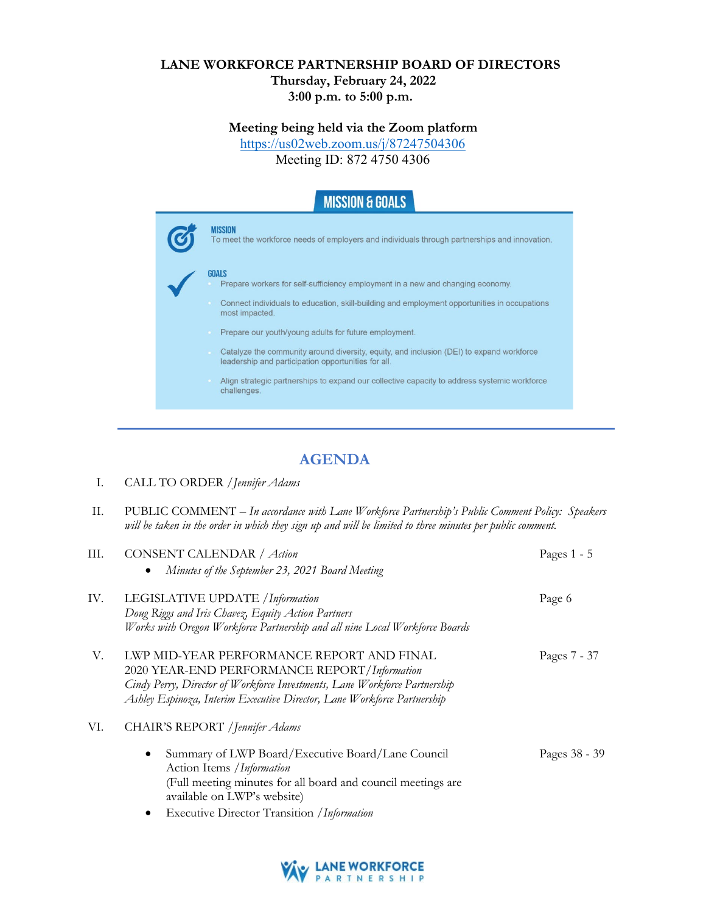# LANE WORKFORCE PARTNERSHIP BOARD OF DIRECTORS

**Thursday, February 24, 2022**
**3:00 p.m. to 5:00 p.m.**

**Meeting being held via the Zoom platform**
https://us02web.zoom.us/j/87247504306
Meeting ID: 872 4750 4306

## MISSION & GOALS

**MISSION**
To meet the workforce needs of employers and individuals through partnerships and innovation.

**GOALS**

- Prepare workers for self-sufficiency employment in a new and changing economy.
- Connect individuals to education, skill-building and employment opportunities in occupations most impacted.
- Prepare our youth/young adults for future employment.
- Catalyze the community around diversity, equity, and inclusion (DEI) to expand workforce leadership and participation opportunities for all.
- Align strategic partnerships to expand our collective capacity to address systemic workforce challenges.

---

## AGENDA

I. CALL TO ORDER / *Jennifer Adams*

II. PUBLIC COMMENT – *In accordance with Lane Workforce Partnership's Public Comment Policy: Speakers will be taken in the order in which they sign up and will be limited to three minutes per public comment.*

III. CONSENT CALENDAR / *Action* — Pages 1 - 5
- *Minutes of the September 23, 2021 Board Meeting*

IV. LEGISLATIVE UPDATE / *Information* — Page 6
*Doug Riggs and Iris Chavez, Equity Action Partners*
*Works with Oregon Workforce Partnership and all nine Local Workforce Boards*

V. LWP MID-YEAR PERFORMANCE REPORT AND FINAL 2020 YEAR-END PERFORMANCE REPORT/*Information* — Pages 7 - 37
*Cindy Perry, Director of Workforce Investments, Lane Workforce Partnership*
*Ashley Espinoza, Interim Executive Director, Lane Workforce Partnership*

VI. CHAIR'S REPORT / *Jennifer Adams*
- Summary of LWP Board/Executive Board/Lane Council Action Items / *Information* (Full meeting minutes for all board and council meetings are available on LWP's website) — Pages 38 - 39
- Executive Director Transition / *Information*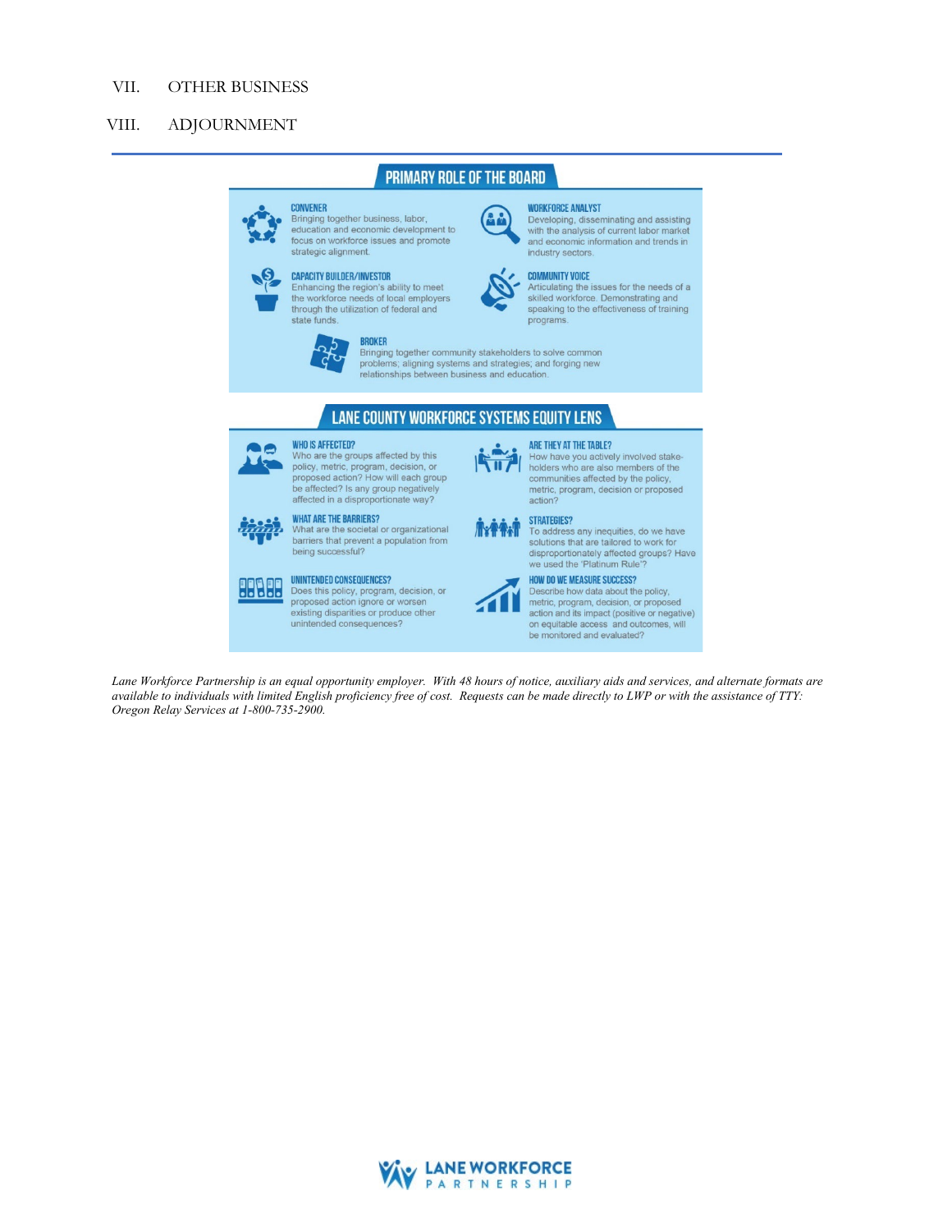VII. OTHER BUSINESS

VIII. ADJOURNMENT

---

## PRIMARY ROLE OF THE BOARD

**CONVENER**
Bringing together business, labor, education and economic development to focus on workforce issues and promote strategic alignment.

**WORKFORCE ANALYST**
Developing, disseminating and assisting with the analysis of current labor market and economic information and trends in industry sectors.

**CAPACITY BUILDER/INVESTOR**
Enhancing the region's ability to meet the workforce needs of local employers through the utilization of federal and state funds.

**COMMUNITY VOICE**
Articulating the issues for the needs of a skilled workforce. Demonstrating and speaking to the effectiveness of training programs.

**BROKER**
Bringing together community stakeholders to solve common problems; aligning systems and strategies; and forging new relationships between business and education.

## LANE COUNTY WORKFORCE SYSTEMS EQUITY LENS

**WHO IS AFFECTED?**
Who are the groups affected by this policy, metric, program, decision, or proposed action? How will each group be affected? Is any group negatively affected in a disproportionate way?

**ARE THEY AT THE TABLE?**
How have you actively involved stake-holders who are also members of the communities affected by the policy, metric, program, decision or proposed action?

**WHAT ARE THE BARRIERS?**
What are the societal or organizational barriers that prevent a population from being successful?

**STRATEGIES?**
To address any inequities, do we have solutions that are tailored to work for disproportionately affected groups? Have we used the 'Platinum Rule'?

**UNINTENDED CONSEQUENCES?**
Does this policy, program, decision, or proposed action ignore or worsen existing disparities or produce other unintended consequences?

**HOW DO WE MEASURE SUCCESS?**
Describe how data about the policy, metric, program, decision, or proposed action and its impact (positive or negative) on equitable access and outcomes, will be monitored and evaluated?

*Lane Workforce Partnership is an equal opportunity employer. With 48 hours of notice, auxiliary aids and services, and alternate formats are available to individuals with limited English proficiency free of cost. Requests can be made directly to LWP or with the assistance of TTY: Oregon Relay Services at 1-800-735-2900.*

LANE WORKFORCE PARTNERSHIP